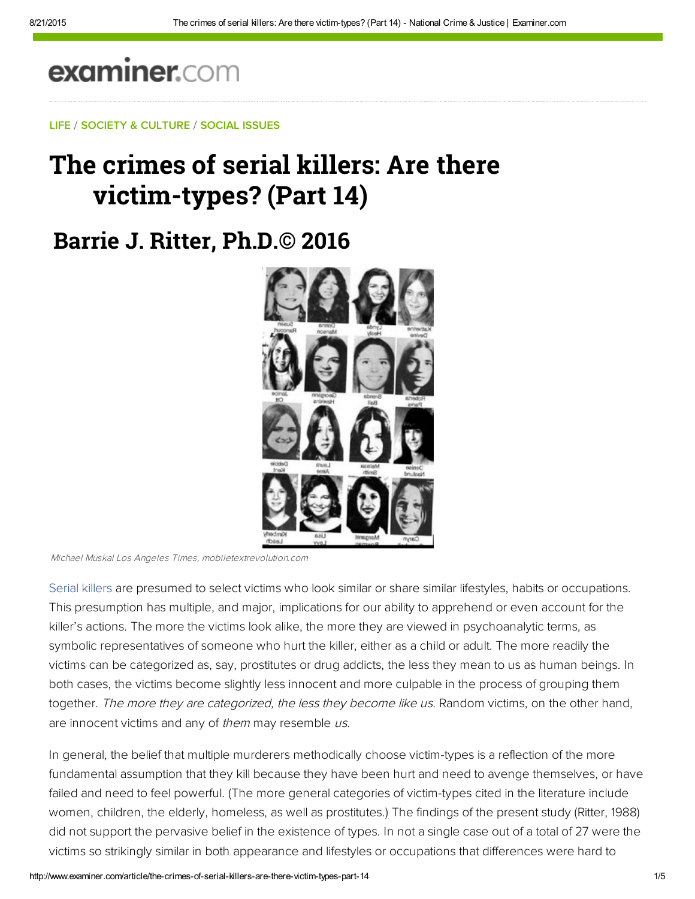examiner.com

LIFE / SOCIETY & CULTURE / SOCIAL ISSUES

# The crimes of serial killers: Are there victim-types? (Part 14)

## Barrie J. Ritter, Ph.D.© 2016

*Michael Muskal Los Angeles Times, mobiletextrevolution.com*

Serial killers are presumed to select victims who look similar or share similar lifestyles, habits or occupations. This presumption has multiple, and major, implications for our ability to apprehend or even account for the killer's actions. The more the victims look alike, the more they are viewed in psychoanalytic terms, as symbolic representatives of someone who hurt the killer, either as a child or adult. The more readily the victims can be categorized as, say, prostitutes or drug addicts, the less they mean to us as human beings. In both cases, the victims become slightly less innocent and more culpable in the process of grouping them together. *The more they are categorized, the less they become like us.* Random victims, on the other hand, are innocent victims and any of *them* may resemble *us*.

In general, the belief that multiple murderers methodically choose victim-types is a reflection of the more fundamental assumption that they kill because they have been hurt and need to avenge themselves, or have failed and need to feel powerful. (The more general categories of victim-types cited in the literature include women, children, the elderly, homeless, as well as prostitutes.) The findings of the present study (Ritter, 1988) did not support the pervasive belief in the existence of types. In not a single case out of a total of 27 were the victims so strikingly similar in both appearance and lifestyles or occupations that differences were hard to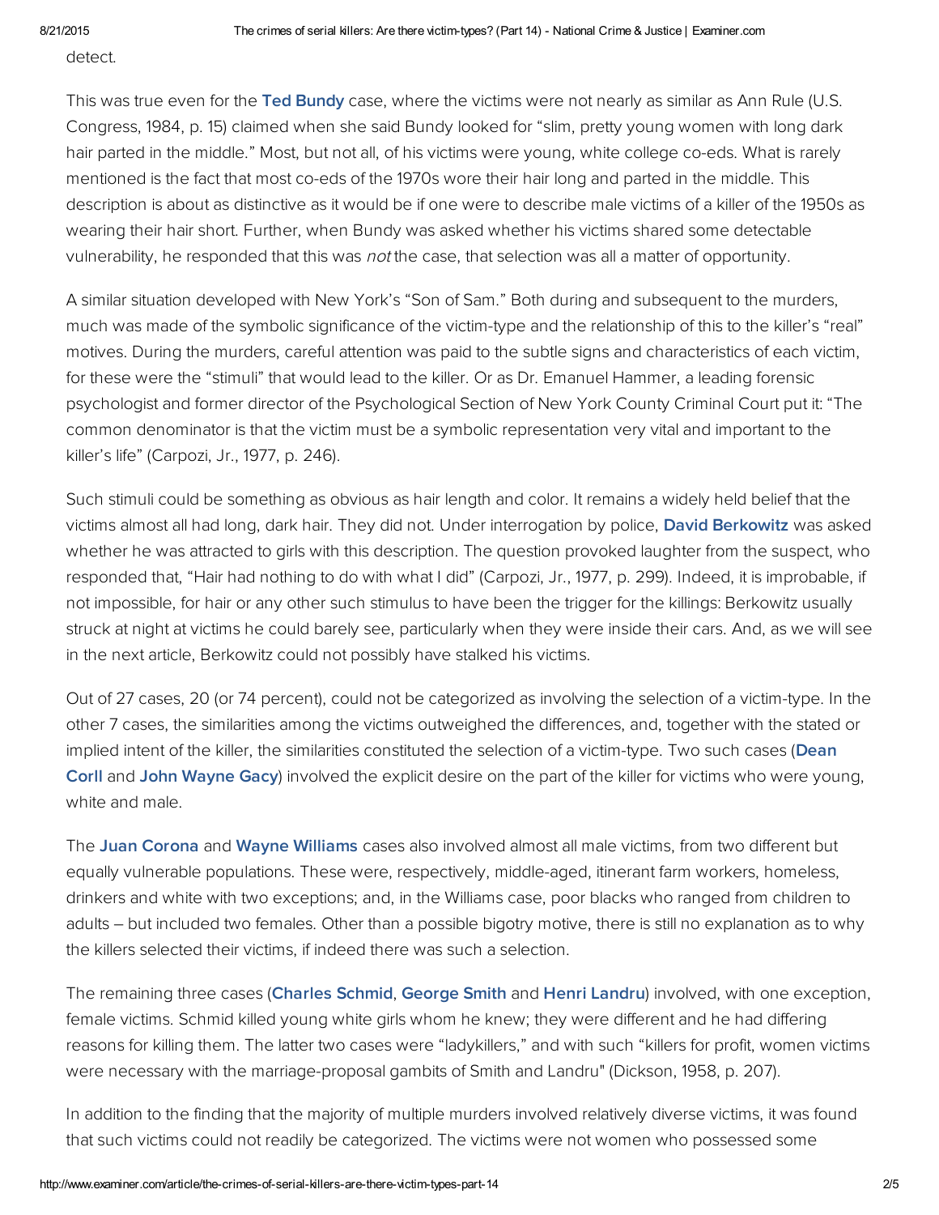detect.

This was true even for the **Ted Bundy** case, where the victims were not nearly as similar as Ann Rule (U.S. Congress, 1984, p. 15) claimed when she said Bundy looked for "slim, pretty young women with long dark hair parted in the middle." Most, but not all, of his victims were young, white college co-eds. What is rarely mentioned is the fact that most co-eds of the 1970s wore their hair long and parted in the middle. This description is about as distinctive as it would be if one were to describe male victims of a killer of the 1950s as wearing their hair short. Further, when Bundy was asked whether his victims shared some detectable vulnerability, he responded that this was *not* the case, that selection was all a matter of opportunity.

A similar situation developed with New York's "Son of Sam." Both during and subsequent to the murders, much was made of the symbolic significance of the victim-type and the relationship of this to the killer's "real" motives. During the murders, careful attention was paid to the subtle signs and characteristics of each victim, for these were the "stimuli" that would lead to the killer. Or as Dr. Emanuel Hammer, a leading forensic psychologist and former director of the Psychological Section of New York County Criminal Court put it: "The common denominator is that the victim must be a symbolic representation very vital and important to the killer's life" (Carpozi, Jr., 1977, p. 246).

Such stimuli could be something as obvious as hair length and color. It remains a widely held belief that the victims almost all had long, dark hair. They did not. Under interrogation by police, **David Berkowitz** was asked whether he was attracted to girls with this description. The question provoked laughter from the suspect, who responded that, "Hair had nothing to do with what I did" (Carpozi, Jr., 1977, p. 299). Indeed, it is improbable, if not impossible, for hair or any other such stimulus to have been the trigger for the killings: Berkowitz usually struck at night at victims he could barely see, particularly when they were inside their cars. And, as we will see in the next article, Berkowitz could not possibly have stalked his victims.

Out of 27 cases, 20 (or 74 percent), could not be categorized as involving the selection of a victim-type. In the other 7 cases, the similarities among the victims outweighed the differences, and, together with the stated or implied intent of the killer, the similarities constituted the selection of a victim-type. Two such cases (**Dean Corll** and **John Wayne Gacy**) involved the explicit desire on the part of the killer for victims who were young, white and male.

The **Juan Corona** and **Wayne Williams** cases also involved almost all male victims, from two different but equally vulnerable populations. These were, respectively, middle-aged, itinerant farm workers, homeless, drinkers and white with two exceptions; and, in the Williams case, poor blacks who ranged from children to adults – but included two females. Other than a possible bigotry motive, there is still no explanation as to why the killers selected their victims, if indeed there was such a selection.

The remaining three cases (**Charles Schmid**, **George Smith** and **Henri Landru**) involved, with one exception, female victims. Schmid killed young white girls whom he knew; they were different and he had differing reasons for killing them. The latter two cases were "ladykillers," and with such "killers for profit, women victims were necessary with the marriage-proposal gambits of Smith and Landru" (Dickson, 1958, p. 207).

In addition to the finding that the majority of multiple murders involved relatively diverse victims, it was found that such victims could not readily be categorized. The victims were not women who possessed some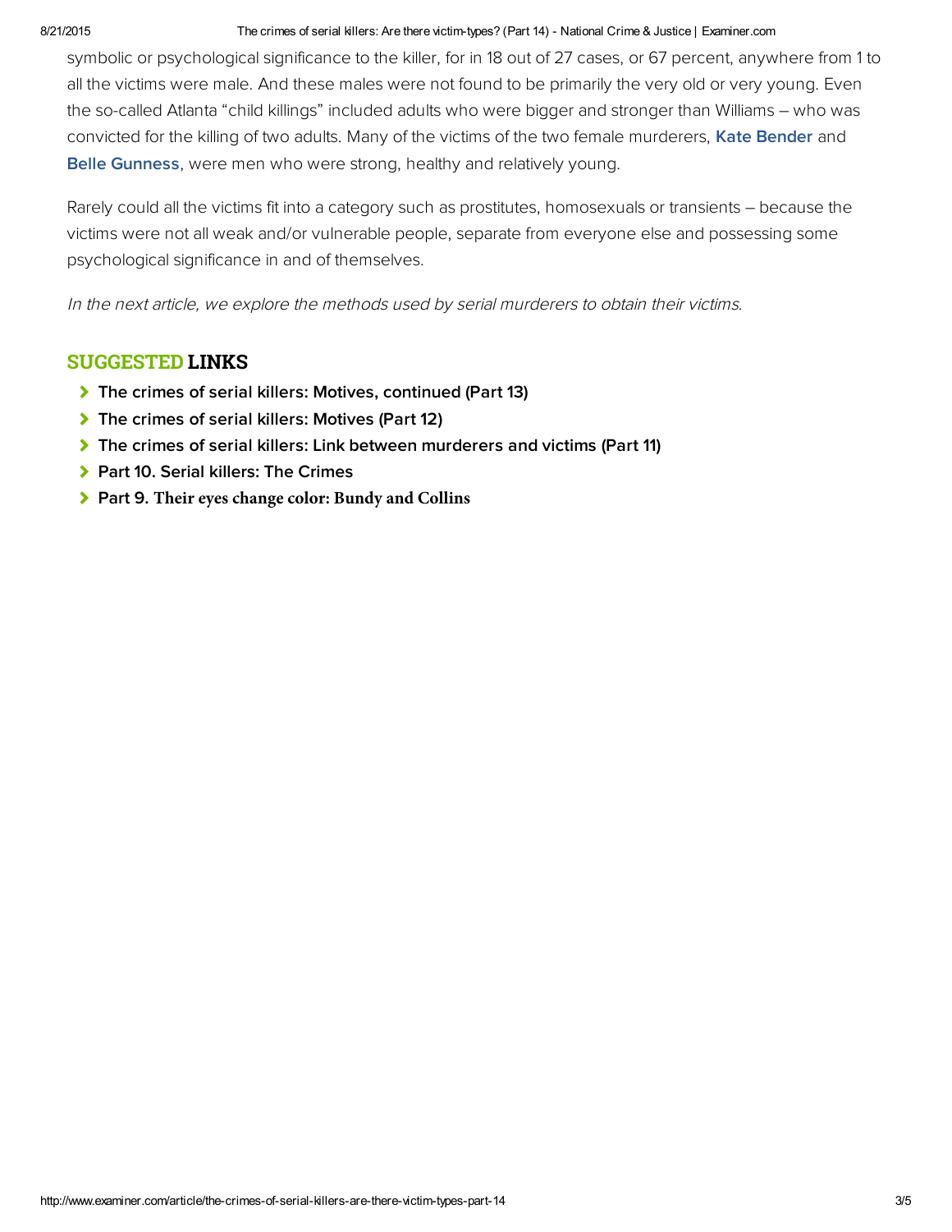symbolic or psychological significance to the killer, for in 18 out of 27 cases, or 67 percent, anywhere from 1 to all the victims were male. And these males were not found to be primarily the very old or very young. Even the so-called Atlanta "child killings" included adults who were bigger and stronger than Williams – who was convicted for the killing of two adults. Many of the victims of the two female murderers, **Kate Bender** and **Belle Gunness**, were men who were strong, healthy and relatively young.

Rarely could all the victims fit into a category such as prostitutes, homosexuals or transients – because the victims were not all weak and/or vulnerable people, separate from everyone else and possessing some psychological significance in and of themselves.

*In the next article, we explore the methods used by serial murderers to obtain their victims.*

## SUGGESTED LINKS

- **The crimes of serial killers: Motives, continued (Part 13)**
- **The crimes of serial killers: Motives (Part 12)**
- **The crimes of serial killers: Link between murderers and victims (Part 11)**
- **Part 10. Serial killers: The Crimes**
- **Part 9. Their eyes change color: Bundy and Collins**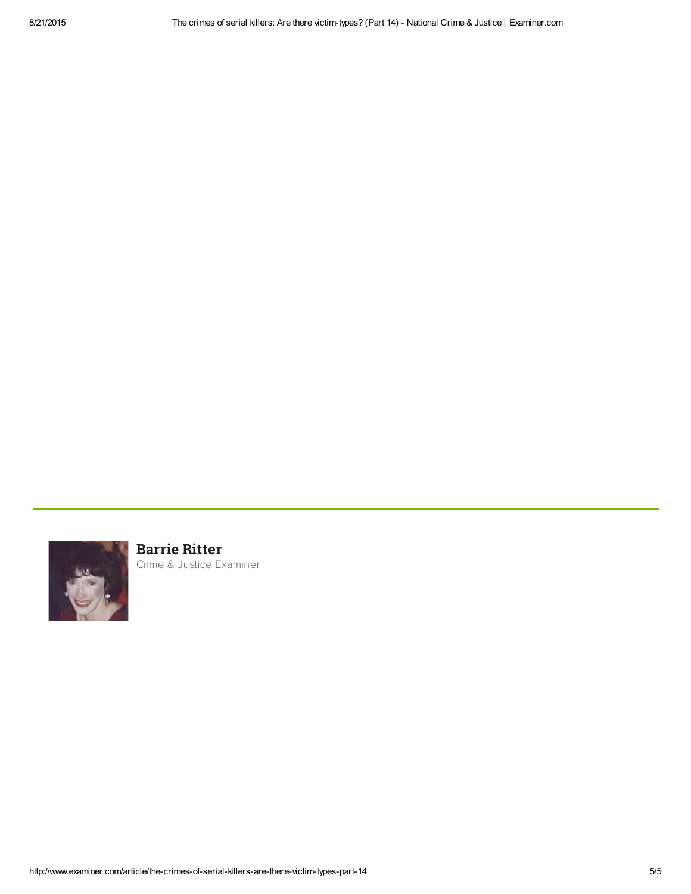**Barrie Ritter**

Crime & Justice Examiner